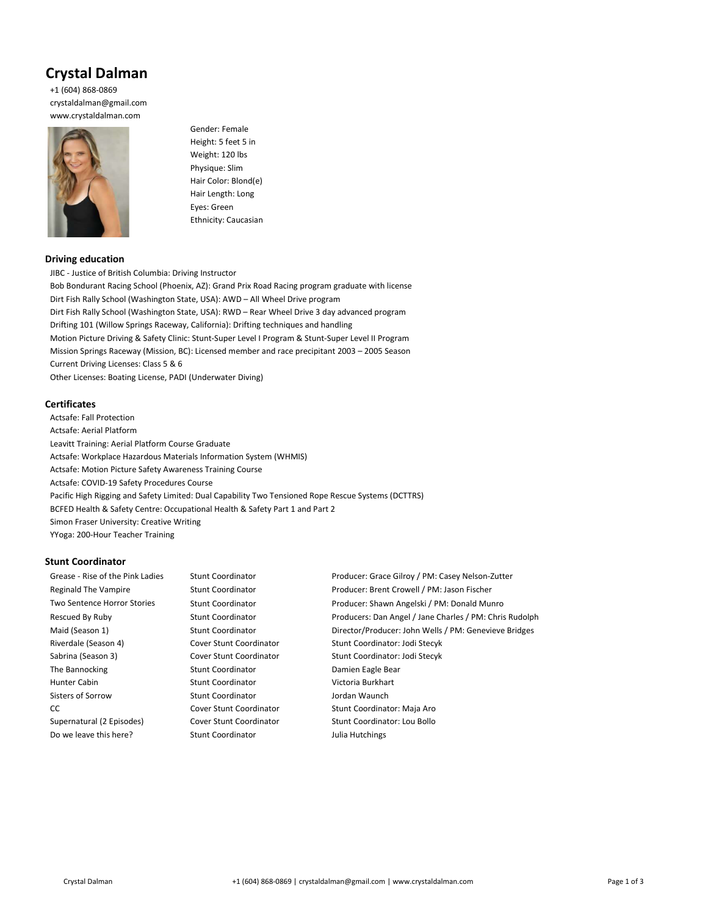# Crystal Dalman

+1 (604) 868-0869
crystaldalman@gmail.com
www.crystaldalman.com

Gender: Female
Height: 5 feet 5 in
Weight: 120 lbs
Physique: Slim
Hair Color: Blond(e)
Hair Length: Long
Eyes: Green
Ethnicity: Caucasian

## Driving education

JIBC - Justice of British Columbia: Driving Instructor
Bob Bondurant Racing School (Phoenix, AZ): Grand Prix Road Racing program graduate with license
Dirt Fish Rally School (Washington State, USA): AWD – All Wheel Drive program
Dirt Fish Rally School (Washington State, USA): RWD – Rear Wheel Drive 3 day advanced program
Drifting 101 (Willow Springs Raceway, California): Drifting techniques and handling
Motion Picture Driving & Safety Clinic: Stunt-Super Level I Program & Stunt-Super Level II Program
Mission Springs Raceway (Mission, BC): Licensed member and race precipitant 2003 – 2005 Season
Current Driving Licenses: Class 5 & 6
Other Licenses: Boating License, PADI (Underwater Diving)

## Certificates

Actsafe: Fall Protection
Actsafe: Aerial Platform
Leavitt Training: Aerial Platform Course Graduate
Actsafe: Workplace Hazardous Materials Information System (WHMIS)
Actsafe: Motion Picture Safety Awareness Training Course
Actsafe: COVID-19 Safety Procedures Course
Pacific High Rigging and Safety Limited: Dual Capability Two Tensioned Rope Rescue Systems (DCTTRS)
BCFED Health & Safety Centre: Occupational Health & Safety Part 1 and Part 2
Simon Fraser University: Creative Writing
YYoga: 200-Hour Teacher Training

## Stunt Coordinator

| | | |
|---|---|---|
| Grease - Rise of the Pink Ladies | Stunt Coordinator | Producer: Grace Gilroy / PM: Casey Nelson-Zutter |
| Reginald The Vampire | Stunt Coordinator | Producer: Brent Crowell / PM: Jason Fischer |
| Two Sentence Horror Stories | Stunt Coordinator | Producer: Shawn Angelski / PM: Donald Munro |
| Rescued By Ruby | Stunt Coordinator | Producers: Dan Angel / Jane Charles / PM: Chris Rudolph |
| Maid (Season 1) | Stunt Coordinator | Director/Producer: John Wells / PM: Genevieve Bridges |
| Riverdale (Season 4) | Cover Stunt Coordinator | Stunt Coordinator: Jodi Stecyk |
| Sabrina (Season 3) | Cover Stunt Coordinator | Stunt Coordinator: Jodi Stecyk |
| The Bannocking | Stunt Coordinator | Damien Eagle Bear |
| Hunter Cabin | Stunt Coordinator | Victoria Burkhart |
| Sisters of Sorrow | Stunt Coordinator | Jordan Waunch |
| CC | Cover Stunt Coordinator | Stunt Coordinator: Maja Aro |
| Supernatural (2 Episodes) | Cover Stunt Coordinator | Stunt Coordinator: Lou Bollo |
| Do we leave this here? | Stunt Coordinator | Julia Hutchings |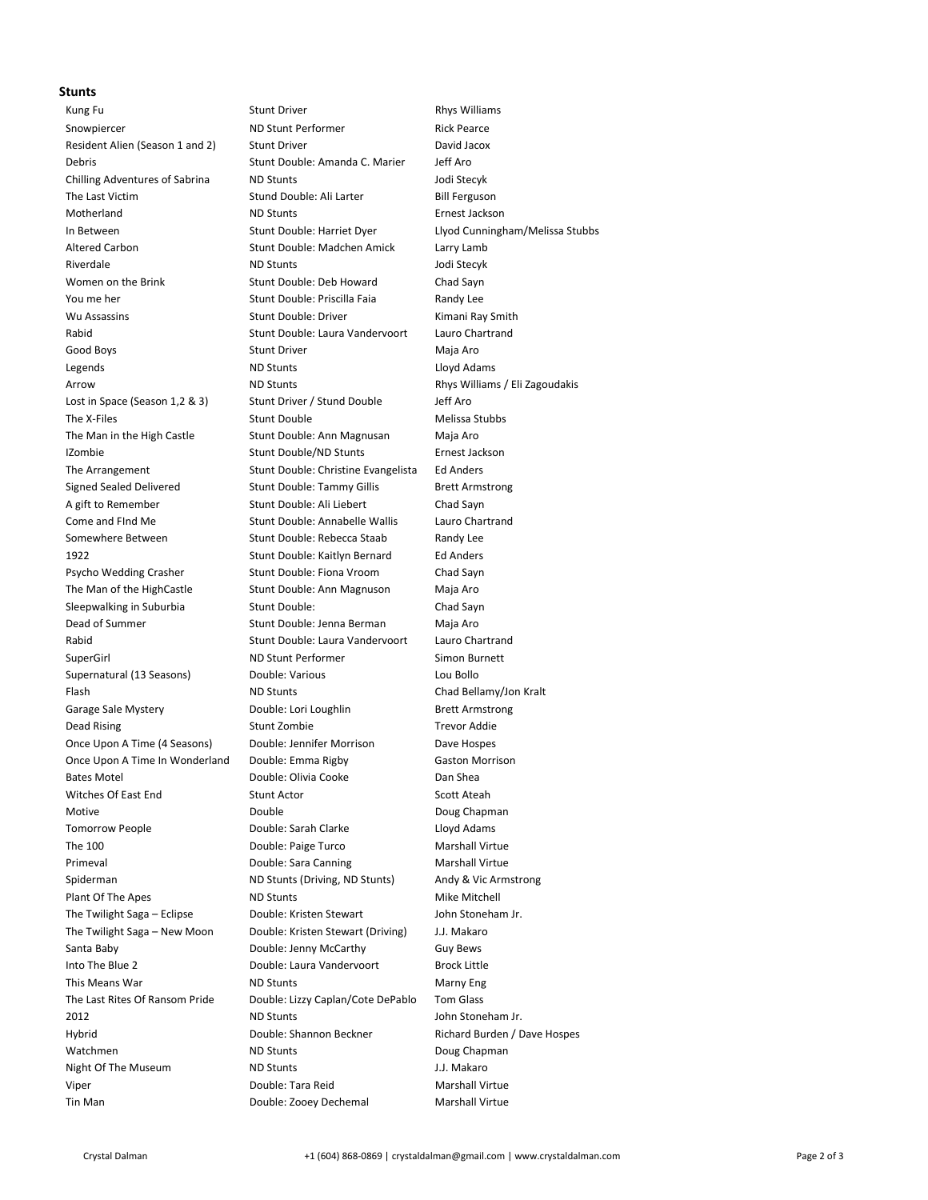### Stunts

| | | |
|---|---|---|
| Kung Fu | Stunt Driver | Rhys Williams |
| Snowpiercer | ND Stunt Performer | Rick Pearce |
| Resident Alien (Season 1 and 2) | Stunt Driver | David Jacox |
| Debris | Stunt Double: Amanda C. Marier | Jeff Aro |
| Chilling Adventures of Sabrina | ND Stunts | Jodi Stecyk |
| The Last Victim | Stund Double: Ali Larter | Bill Ferguson |
| Motherland | ND Stunts | Ernest Jackson |
| In Between | Stunt Double: Harriet Dyer | Llyod Cunningham/Melissa Stubbs |
| Altered Carbon | Stunt Double: Madchen Amick | Larry Lamb |
| Riverdale | ND Stunts | Jodi Stecyk |
| Women on the Brink | Stunt Double: Deb Howard | Chad Sayn |
| You me her | Stunt Double: Priscilla Faia | Randy Lee |
| Wu Assassins | Stunt Double: Driver | Kimani Ray Smith |
| Rabid | Stunt Double: Laura Vandervoort | Lauro Chartrand |
| Good Boys | Stunt Driver | Maja Aro |
| Legends | ND Stunts | Lloyd Adams |
| Arrow | ND Stunts | Rhys Williams / Eli Zagoudakis |
| Lost in Space (Season 1,2 & 3) | Stunt Driver / Stund Double | Jeff Aro |
| The X-Files | Stunt Double | Melissa Stubbs |
| The Man in the High Castle | Stunt Double: Ann Magnusan | Maja Aro |
| IZombie | Stunt Double/ND Stunts | Ernest Jackson |
| The Arrangement | Stunt Double: Christine Evangelista | Ed Anders |
| Signed Sealed Delivered | Stunt Double: Tammy Gillis | Brett Armstrong |
| A gift to Remember | Stunt Double: Ali Liebert | Chad Sayn |
| Come and FInd Me | Stunt Double: Annabelle Wallis | Lauro Chartrand |
| Somewhere Between | Stunt Double: Rebecca Staab | Randy Lee |
| 1922 | Stunt Double: Kaitlyn Bernard | Ed Anders |
| Psycho Wedding Crasher | Stunt Double: Fiona Vroom | Chad Sayn |
| The Man of the HighCastle | Stunt Double: Ann Magnuson | Maja Aro |
| Sleepwalking in Suburbia | Stunt Double: | Chad Sayn |
| Dead of Summer | Stunt Double: Jenna Berman | Maja Aro |
| Rabid | Stunt Double: Laura Vandervoort | Lauro Chartrand |
| SuperGirl | ND Stunt Performer | Simon Burnett |
| Supernatural (13 Seasons) | Double: Various | Lou Bollo |
| Flash | ND Stunts | Chad Bellamy/Jon Kralt |
| Garage Sale Mystery | Double: Lori Loughlin | Brett Armstrong |
| Dead Rising | Stunt Zombie | Trevor Addie |
| Once Upon A Time (4 Seasons) | Double: Jennifer Morrison | Dave Hospes |
| Once Upon A Time In Wonderland | Double: Emma Rigby | Gaston Morrison |
| Bates Motel | Double: Olivia Cooke | Dan Shea |
| Witches Of East End | Stunt Actor | Scott Ateah |
| Motive | Double | Doug Chapman |
| Tomorrow People | Double: Sarah Clarke | Lloyd Adams |
| The 100 | Double: Paige Turco | Marshall Virtue |
| Primeval | Double: Sara Canning | Marshall Virtue |
| Spiderman | ND Stunts (Driving, ND Stunts) | Andy & Vic Armstrong |
| Plant Of The Apes | ND Stunts | Mike Mitchell |
| The Twilight Saga – Eclipse | Double: Kristen Stewart | John Stoneham Jr. |
| The Twilight Saga – New Moon | Double: Kristen Stewart (Driving) | J.J. Makaro |
| Santa Baby | Double: Jenny McCarthy | Guy Bews |
| Into The Blue 2 | Double: Laura Vandervoort | Brock Little |
| This Means War | ND Stunts | Marny Eng |
| The Last Rites Of Ransom Pride | Double: Lizzy Caplan/Cote DePablo | Tom Glass |
| 2012 | ND Stunts | John Stoneham Jr. |
| Hybrid | Double: Shannon Beckner | Richard Burden / Dave Hospes |
| Watchmen | ND Stunts | Doug Chapman |
| Night Of The Museum | ND Stunts | J.J. Makaro |
| Viper | Double: Tara Reid | Marshall Virtue |
| Tin Man | Double: Zooey Dechemal | Marshall Virtue |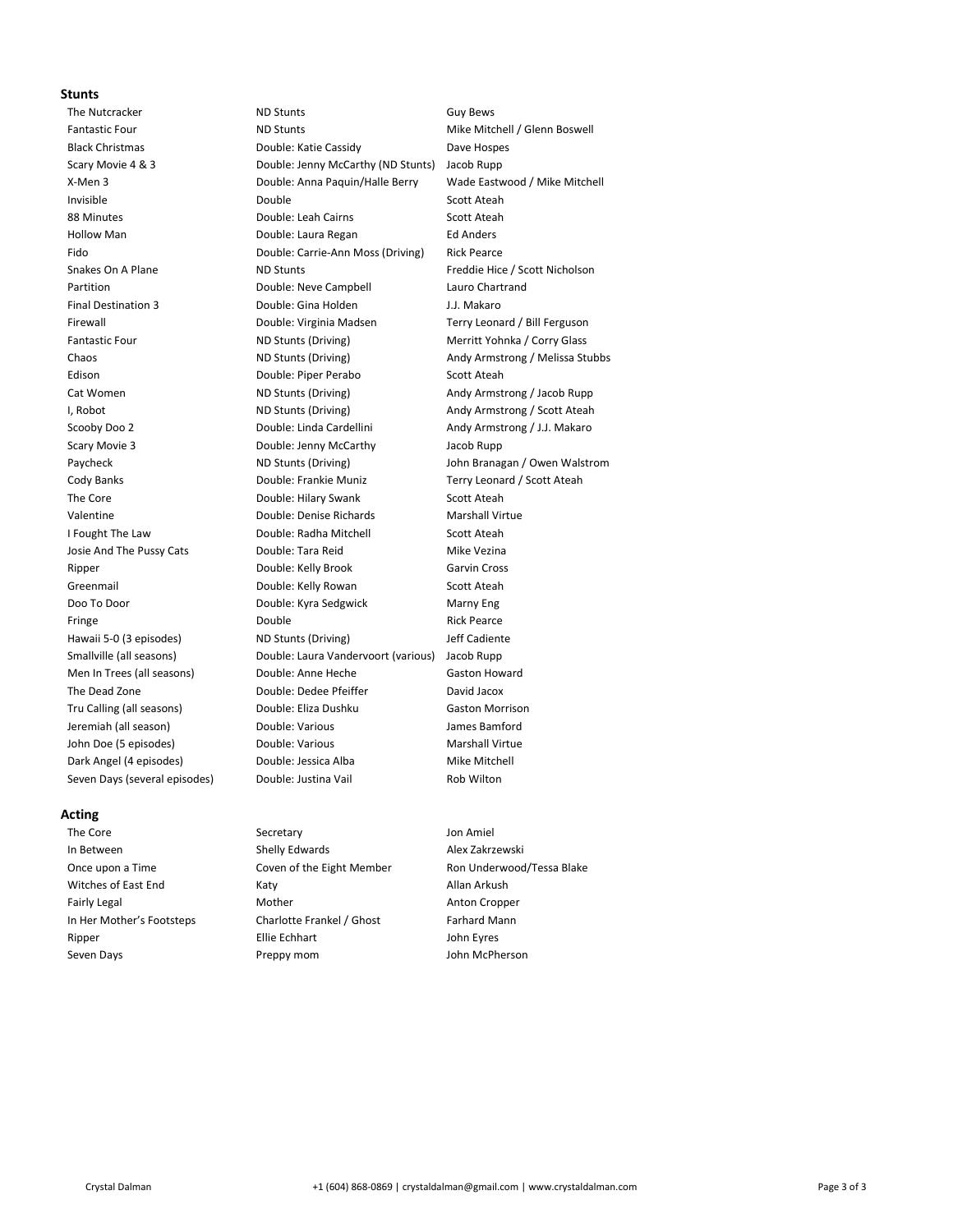### Stunts

| | | |
|---|---|---|
| The Nutcracker | ND Stunts | Guy Bews |
| Fantastic Four | ND Stunts | Mike Mitchell / Glenn Boswell |
| Black Christmas | Double: Katie Cassidy | Dave Hospes |
| Scary Movie 4 & 3 | Double: Jenny McCarthy (ND Stunts) | Jacob Rupp |
| X-Men 3 | Double: Anna Paquin/Halle Berry | Wade Eastwood / Mike Mitchell |
| Invisible | Double | Scott Ateah |
| 88 Minutes | Double: Leah Cairns | Scott Ateah |
| Hollow Man | Double: Laura Regan | Ed Anders |
| Fido | Double: Carrie-Ann Moss (Driving) | Rick Pearce |
| Snakes On A Plane | ND Stunts | Freddie Hice / Scott Nicholson |
| Partition | Double: Neve Campbell | Lauro Chartrand |
| Final Destination 3 | Double: Gina Holden | J.J. Makaro |
| Firewall | Double: Virginia Madsen | Terry Leonard / Bill Ferguson |
| Fantastic Four | ND Stunts (Driving) | Merritt Yohnka / Corry Glass |
| Chaos | ND Stunts (Driving) | Andy Armstrong / Melissa Stubbs |
| Edison | Double: Piper Perabo | Scott Ateah |
| Cat Women | ND Stunts (Driving) | Andy Armstrong / Jacob Rupp |
| I, Robot | ND Stunts (Driving) | Andy Armstrong / Scott Ateah |
| Scooby Doo 2 | Double: Linda Cardellini | Andy Armstrong / J.J. Makaro |
| Scary Movie 3 | Double: Jenny McCarthy | Jacob Rupp |
| Paycheck | ND Stunts (Driving) | John Branagan / Owen Walstrom |
| Cody Banks | Double: Frankie Muniz | Terry Leonard / Scott Ateah |
| The Core | Double: Hilary Swank | Scott Ateah |
| Valentine | Double: Denise Richards | Marshall Virtue |
| I Fought The Law | Double: Radha Mitchell | Scott Ateah |
| Josie And The Pussy Cats | Double: Tara Reid | Mike Vezina |
| Ripper | Double: Kelly Brook | Garvin Cross |
| Greenmail | Double: Kelly Rowan | Scott Ateah |
| Doo To Door | Double: Kyra Sedgwick | Marny Eng |
| Fringe | Double | Rick Pearce |
| Hawaii 5-0 (3 episodes) | ND Stunts (Driving) | Jeff Cadiente |
| Smallville (all seasons) | Double: Laura Vandervoort (various) | Jacob Rupp |
| Men In Trees (all seasons) | Double: Anne Heche | Gaston Howard |
| The Dead Zone | Double: Dedee Pfeiffer | David Jacox |
| Tru Calling (all seasons) | Double: Eliza Dushku | Gaston Morrison |
| Jeremiah (all season) | Double: Various | James Bamford |
| John Doe (5 episodes) | Double: Various | Marshall Virtue |
| Dark Angel (4 episodes) | Double: Jessica Alba | Mike Mitchell |
| Seven Days (several episodes) | Double: Justina Vail | Rob Wilton |

### Acting

| | | |
|---|---|---|
| The Core | Secretary | Jon Amiel |
| In Between | Shelly Edwards | Alex Zakrzewski |
| Once upon a Time | Coven of the Eight Member | Ron Underwood/Tessa Blake |
| Witches of East End | Katy | Allan Arkush |
| Fairly Legal | Mother | Anton Cropper |
| In Her Mother's Footsteps | Charlotte Frankel / Ghost | Farhard Mann |
| Ripper | Ellie Echhart | John Eyres |
| Seven Days | Preppy mom | John McPherson |